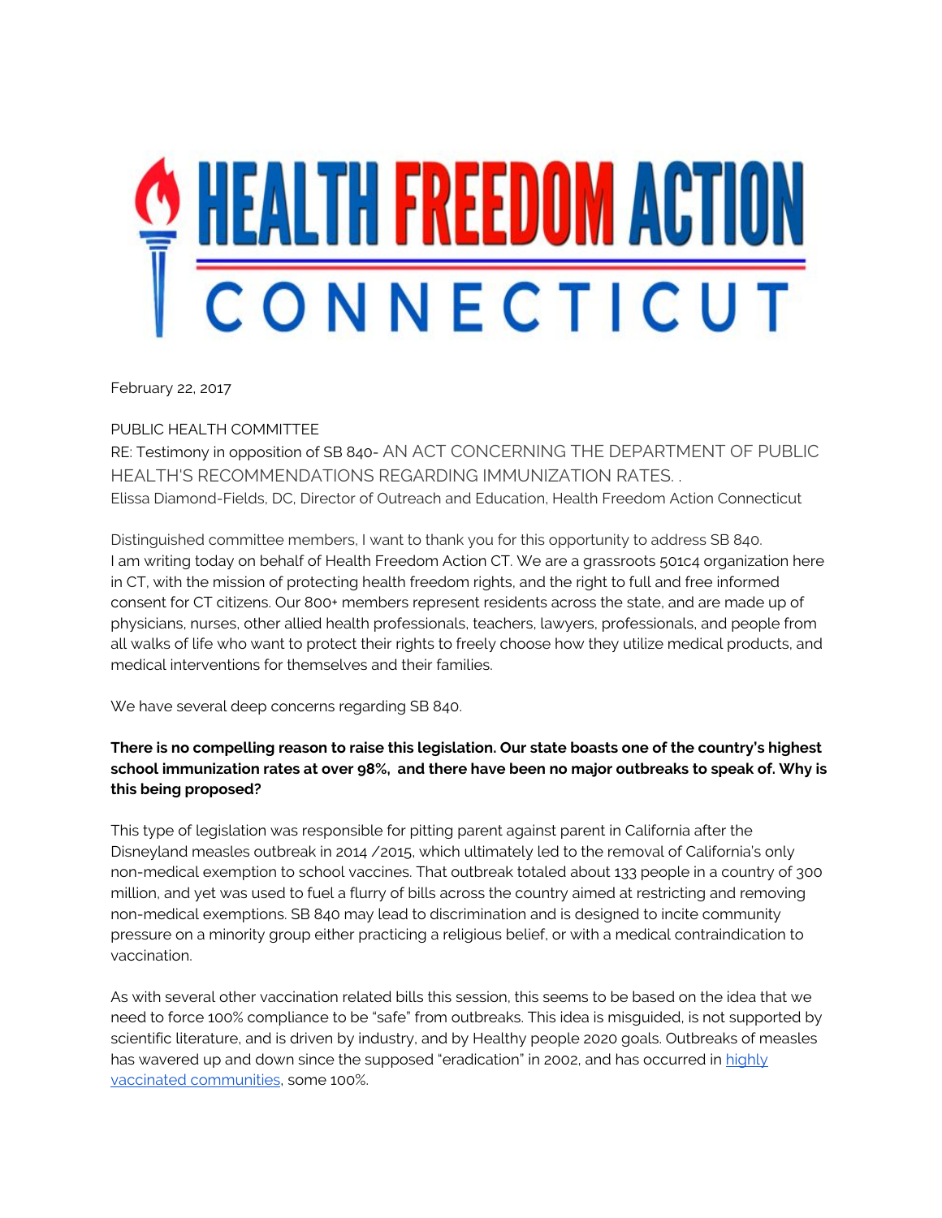# HEALTH FREEDOM ACTION CONNECTICUT

February 22, 2017

PUBLIC HEALTH COMMITTEE
RE: Testimony in opposition of SB 840- AN ACT CONCERNING THE DEPARTMENT OF PUBLIC HEALTH'S RECOMMENDATIONS REGARDING IMMUNIZATION RATES. .
Elissa Diamond-Fields, DC, Director of Outreach and Education, Health Freedom Action Connecticut

Distinguished committee members, I want to thank you for this opportunity to address SB 840. I am writing today on behalf of Health Freedom Action CT. We are a grassroots 501c4 organization here in CT, with the mission of protecting health freedom rights, and the right to full and free informed consent for CT citizens. Our 800+ members represent residents across the state, and are made up of physicians, nurses, other allied health professionals, teachers, lawyers, professionals, and people from all walks of life who want to protect their rights to freely choose how they utilize medical products, and medical interventions for themselves and their families.

We have several deep concerns regarding SB 840.

**There is no compelling reason to raise this legislation. Our state boasts one of the country's highest school immunization rates at over 98%, and there have been no major outbreaks to speak of. Why is this being proposed?**

This type of legislation was responsible for pitting parent against parent in California after the Disneyland measles outbreak in 2014 /2015, which ultimately led to the removal of California's only non-medical exemption to school vaccines. That outbreak totaled about 133 people in a country of 300 million, and yet was used to fuel a flurry of bills across the country aimed at restricting and removing non-medical exemptions. SB 840 may lead to discrimination and is designed to incite community pressure on a minority group either practicing a religious belief, or with a medical contraindication to vaccination.

As with several other vaccination related bills this session, this seems to be based on the idea that we need to force 100% compliance to be "safe" from outbreaks. This idea is misguided, is not supported by scientific literature, and is driven by industry, and by Healthy people 2020 goals. Outbreaks of measles has wavered up and down since the supposed "eradication" in 2002, and has occurred in highly vaccinated communities, some 100%.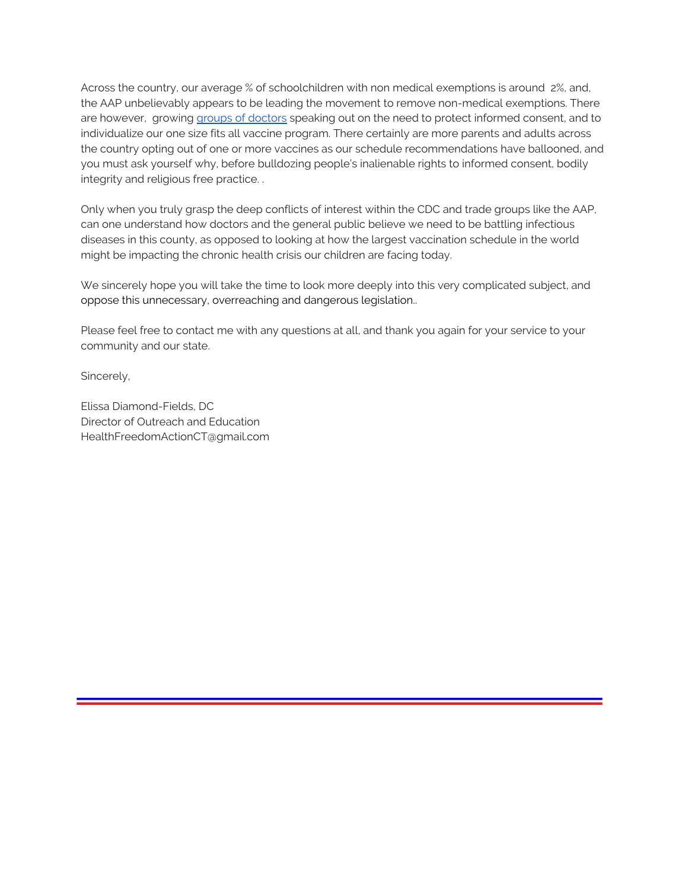Across the country, our average % of schoolchildren with non medical exemptions is around 2%, and, the AAP unbelievably appears to be leading the movement to remove non-medical exemptions. There are however, growing [groups of doctors] speaking out on the need to protect informed consent, and to individualize our one size fits all vaccine program. There certainly are more parents and adults across the country opting out of one or more vaccines as our schedule recommendations have ballooned, and you must ask yourself why, before bulldozing people's inalienable rights to informed consent, bodily integrity and religious free practice. .

Only when you truly grasp the deep conflicts of interest within the CDC and trade groups like the AAP, can one understand how doctors and the general public believe we need to be battling infectious diseases in this county, as opposed to looking at how the largest vaccination schedule in the world might be impacting the chronic health crisis our children are facing today.

We sincerely hope you will take the time to look more deeply into this very complicated subject, and oppose this unnecessary, overreaching and dangerous legislation..

Please feel free to contact me with any questions at all, and thank you again for your service to your community and our state.

Sincerely,

Elissa Diamond-Fields, DC
Director of Outreach and Education
HealthFreedomActionCT@gmail.com